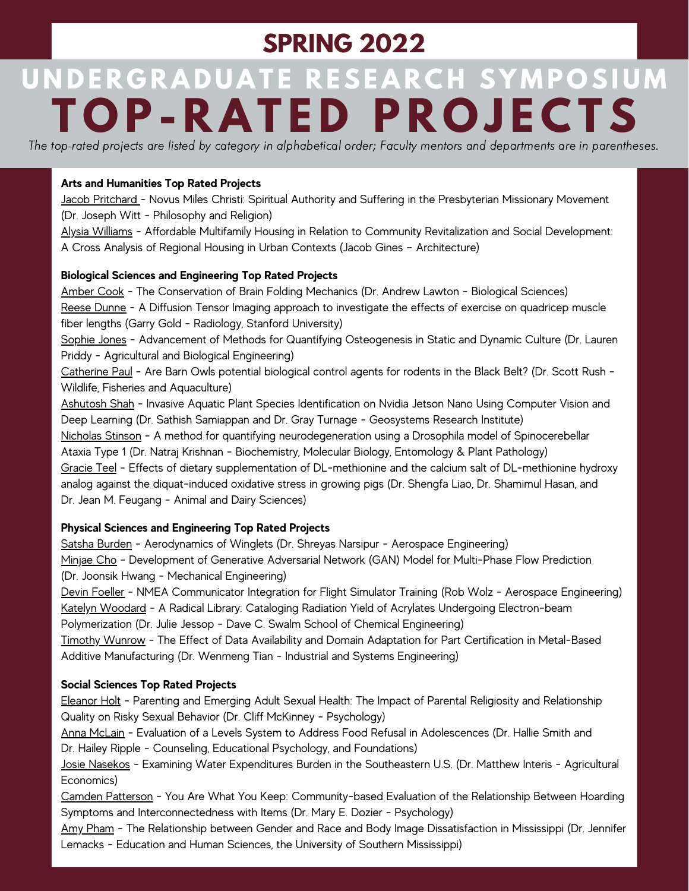# SPRING 2022

# UNDERGRADUATE RESEARCH SYMPOSIUM TOP-RATED PROJECTS

*The top-rated projects are listed by category in alphabetical order; Faculty mentors and departments are in parentheses.*

**Arts and Humanities Top Rated Projects**

Jacob Pritchard - Novus Miles Christi: Spiritual Authority and Suffering in the Presbyterian Missionary Movement (Dr. Joseph Witt - Philosophy and Religion)

Alysia Williams - Affordable Multifamily Housing in Relation to Community Revitalization and Social Development: A Cross Analysis of Regional Housing in Urban Contexts (Jacob Gines – Architecture)

**Biological Sciences and Engineering Top Rated Projects**

Amber Cook - The Conservation of Brain Folding Mechanics (Dr. Andrew Lawton - Biological Sciences)

Reese Dunne - A Diffusion Tensor Imaging approach to investigate the effects of exercise on quadricep muscle fiber lengths (Garry Gold - Radiology, Stanford University)

Sophie Jones - Advancement of Methods for Quantifying Osteogenesis in Static and Dynamic Culture (Dr. Lauren Priddy - Agricultural and Biological Engineering)

Catherine Paul - Are Barn Owls potential biological control agents for rodents in the Black Belt? (Dr. Scott Rush - Wildlife, Fisheries and Aquaculture)

Ashutosh Shah - Invasive Aquatic Plant Species Identification on Nvidia Jetson Nano Using Computer Vision and Deep Learning (Dr. Sathish Samiappan and Dr. Gray Turnage - Geosystems Research Institute)

Nicholas Stinson - A method for quantifying neurodegeneration using a Drosophila model of Spinocerebellar Ataxia Type 1 (Dr. Natraj Krishnan - Biochemistry, Molecular Biology, Entomology & Plant Pathology)

Gracie Teel - Effects of dietary supplementation of DL-methionine and the calcium salt of DL-methionine hydroxy analog against the diquat-induced oxidative stress in growing pigs (Dr. Shengfa Liao, Dr. Shamimul Hasan, and Dr. Jean M. Feugang - Animal and Dairy Sciences)

**Physical Sciences and Engineering Top Rated Projects**

Satsha Burden - Aerodynamics of Winglets (Dr. Shreyas Narsipur - Aerospace Engineering)

Minjae Cho - Development of Generative Adversarial Network (GAN) Model for Multi-Phase Flow Prediction (Dr. Joonsik Hwang - Mechanical Engineering)

Devin Foeller - NMEA Communicator Integration for Flight Simulator Training (Rob Wolz - Aerospace Engineering)

Katelyn Woodard - A Radical Library: Cataloging Radiation Yield of Acrylates Undergoing Electron-beam Polymerization (Dr. Julie Jessop - Dave C. Swalm School of Chemical Engineering)

Timothy Wunrow - The Effect of Data Availability and Domain Adaptation for Part Certification in Metal-Based Additive Manufacturing (Dr. Wenmeng Tian - Industrial and Systems Engineering)

**Social Sciences Top Rated Projects**

Eleanor Holt - Parenting and Emerging Adult Sexual Health: The Impact of Parental Religiosity and Relationship Quality on Risky Sexual Behavior (Dr. Cliff McKinney - Psychology)

Anna McLain - Evaluation of a Levels System to Address Food Refusal in Adolescences (Dr. Hallie Smith and Dr. Hailey Ripple - Counseling, Educational Psychology, and Foundations)

Josie Nasekos - Examining Water Expenditures Burden in the Southeastern U.S. (Dr. Matthew Interis - Agricultural Economics)

Camden Patterson - You Are What You Keep: Community-based Evaluation of the Relationship Between Hoarding Symptoms and Interconnectedness with Items (Dr. Mary E. Dozier - Psychology)

Amy Pham - The Relationship between Gender and Race and Body Image Dissatisfaction in Mississippi (Dr. Jennifer Lemacks - Education and Human Sciences, the University of Southern Mississippi)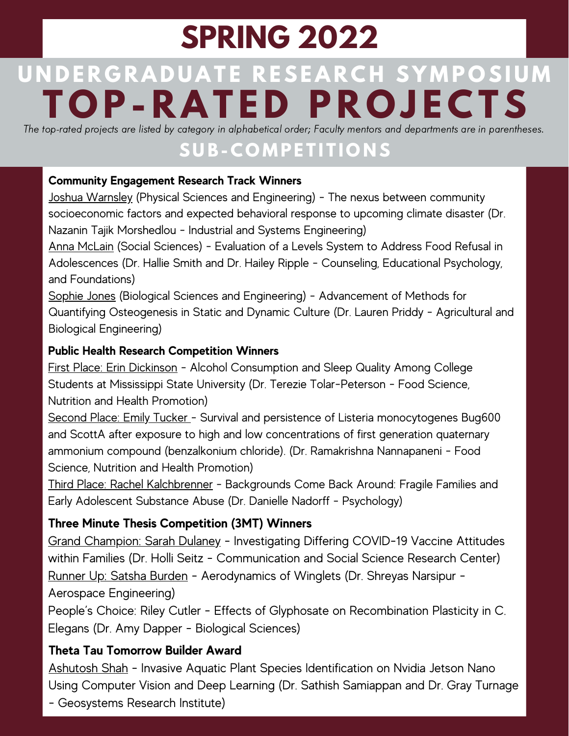# SPRING 2022

## UNDERGRADUATE RESEARCH SYMPOSIUM

# TOP-RATED PROJECTS

*The top-rated projects are listed by category in alphabetical order; Faculty mentors and departments are in parentheses.*

## SUB-COMPETITIONS

**Community Engagement Research Track Winners**

Joshua Warnsley (Physical Sciences and Engineering) - The nexus between community socioeconomic factors and expected behavioral response to upcoming climate disaster (Dr. Nazanin Tajik Morshedlou - Industrial and Systems Engineering)

Anna McLain (Social Sciences) - Evaluation of a Levels System to Address Food Refusal in Adolescences (Dr. Hallie Smith and Dr. Hailey Ripple - Counseling, Educational Psychology, and Foundations)

Sophie Jones (Biological Sciences and Engineering) - Advancement of Methods for Quantifying Osteogenesis in Static and Dynamic Culture (Dr. Lauren Priddy - Agricultural and Biological Engineering)

**Public Health Research Competition Winners**

First Place: Erin Dickinson - Alcohol Consumption and Sleep Quality Among College Students at Mississippi State University (Dr. Terezie Tolar-Peterson - Food Science, Nutrition and Health Promotion)

Second Place: Emily Tucker - Survival and persistence of Listeria monocytogenes Bug600 and ScottA after exposure to high and low concentrations of first generation quaternary ammonium compound (benzalkonium chloride). (Dr. Ramakrishna Nannapaneni - Food Science, Nutrition and Health Promotion)

Third Place: Rachel Kalchbrenner - Backgrounds Come Back Around: Fragile Families and Early Adolescent Substance Abuse (Dr. Danielle Nadorff - Psychology)

**Three Minute Thesis Competition (3MT) Winners**

Grand Champion: Sarah Dulaney - Investigating Differing COVID-19 Vaccine Attitudes within Families (Dr. Holli Seitz - Communication and Social Science Research Center)

Runner Up: Satsha Burden - Aerodynamics of Winglets (Dr. Shreyas Narsipur - Aerospace Engineering)

People's Choice: Riley Cutler - Effects of Glyphosate on Recombination Plasticity in C. Elegans (Dr. Amy Dapper - Biological Sciences)

**Theta Tau Tomorrow Builder Award**

Ashutosh Shah - Invasive Aquatic Plant Species Identification on Nvidia Jetson Nano Using Computer Vision and Deep Learning (Dr. Sathish Samiappan and Dr. Gray Turnage - Geosystems Research Institute)